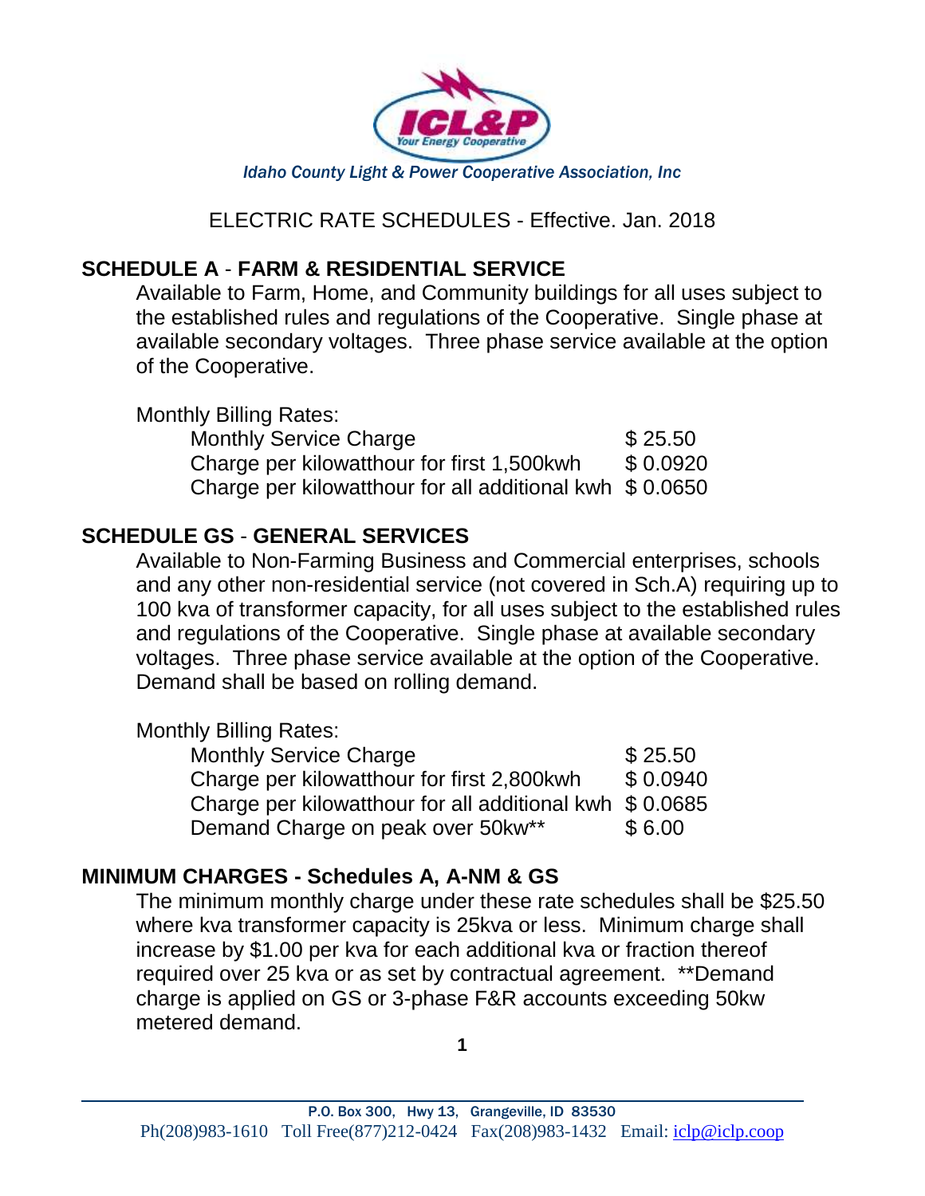*Idaho County Light & Power Cooperative Association, Inc*

ELECTRIC RATE SCHEDULES - Effective. Jan. 2018

## SCHEDULE A - FARM & RESIDENTIAL SERVICE

Available to Farm, Home, and Community buildings for all uses subject to the established rules and regulations of the Cooperative. Single phase at available secondary voltages. Three phase service available at the option of the Cooperative.

Monthly Billing Rates:

| | |
|---|---|
| Monthly Service Charge | $ 25.50 |
| Charge per kilowatthour for first 1,500kwh | $ 0.0920 |
| Charge per kilowatthour for all additional kwh | $ 0.0650 |

## SCHEDULE GS - GENERAL SERVICES

Available to Non-Farming Business and Commercial enterprises, schools and any other non-residential service (not covered in Sch.A) requiring up to 100 kva of transformer capacity, for all uses subject to the established rules and regulations of the Cooperative. Single phase at available secondary voltages. Three phase service available at the option of the Cooperative. Demand shall be based on rolling demand.

Monthly Billing Rates:

| | |
|---|---|
| Monthly Service Charge | $ 25.50 |
| Charge per kilowatthour for first 2,800kwh | $ 0.0940 |
| Charge per kilowatthour for all additional kwh | $ 0.0685 |
| Demand Charge on peak over 50kw** | $ 6.00 |

## MINIMUM CHARGES - Schedules A, A-NM & GS

The minimum monthly charge under these rate schedules shall be $25.50 where kva transformer capacity is 25kva or less. Minimum charge shall increase by $1.00 per kva for each additional kva or fraction thereof required over 25 kva or as set by contractual agreement. **Demand charge is applied on GS or 3-phase F&R accounts exceeding 50kw metered demand.

P.O. Box 300, Hwy 13, Grangeville, ID 83530
Ph(208)983-1610 Toll Free(877)212-0424 Fax(208)983-1432 Email: iclp@iclp.coop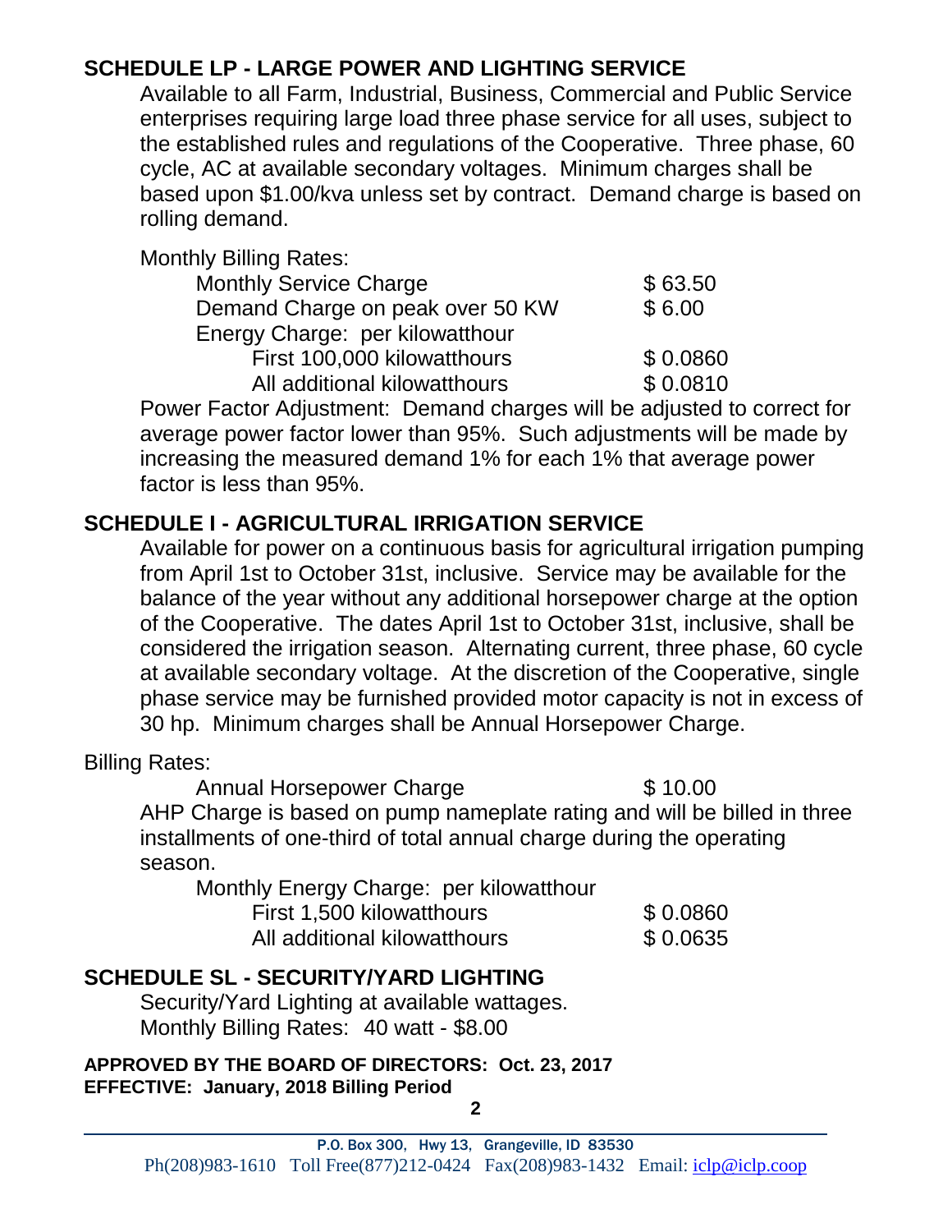## SCHEDULE LP - LARGE POWER AND LIGHTING SERVICE

Available to all Farm, Industrial, Business, Commercial and Public Service enterprises requiring large load three phase service for all uses, subject to the established rules and regulations of the Cooperative. Three phase, 60 cycle, AC at available secondary voltages. Minimum charges shall be based upon $1.00/kva unless set by contract. Demand charge is based on rolling demand.

Monthly Billing Rates:

| | |
|---|---|
| Monthly Service Charge | $ 63.50 |
| Demand Charge on peak over 50 KW | $ 6.00 |
| Energy Charge: per kilowatthour | |
| First 100,000 kilowatthours | $ 0.0860 |
| All additional kilowatthours | $ 0.0810 |

Power Factor Adjustment: Demand charges will be adjusted to correct for average power factor lower than 95%. Such adjustments will be made by increasing the measured demand 1% for each 1% that average power factor is less than 95%.

## SCHEDULE I - AGRICULTURAL IRRIGATION SERVICE

Available for power on a continuous basis for agricultural irrigation pumping from April 1st to October 31st, inclusive. Service may be available for the balance of the year without any additional horsepower charge at the option of the Cooperative. The dates April 1st to October 31st, inclusive, shall be considered the irrigation season. Alternating current, three phase, 60 cycle at available secondary voltage. At the discretion of the Cooperative, single phase service may be furnished provided motor capacity is not in excess of 30 hp. Minimum charges shall be Annual Horsepower Charge.

Billing Rates:

| | |
|---|---|
| Annual Horsepower Charge | $ 10.00 |

AHP Charge is based on pump nameplate rating and will be billed in three installments of one-third of total annual charge during the operating season.

| | |
|---|---|
| Monthly Energy Charge: per kilowatthour | |
| First 1,500 kilowatthours | $ 0.0860 |
| All additional kilowatthours | $ 0.0635 |

## SCHEDULE SL - SECURITY/YARD LIGHTING

Security/Yard Lighting at available wattages.

Monthly Billing Rates: 40 watt - $8.00

**APPROVED BY THE BOARD OF DIRECTORS: Oct. 23, 2017**
**EFFECTIVE: January, 2018 Billing Period**

P.O. Box 300, Hwy 13, Grangeville, ID 83530
Ph(208)983-1610 Toll Free(877)212-0424 Fax(208)983-1432 Email: iclp@iclp.coop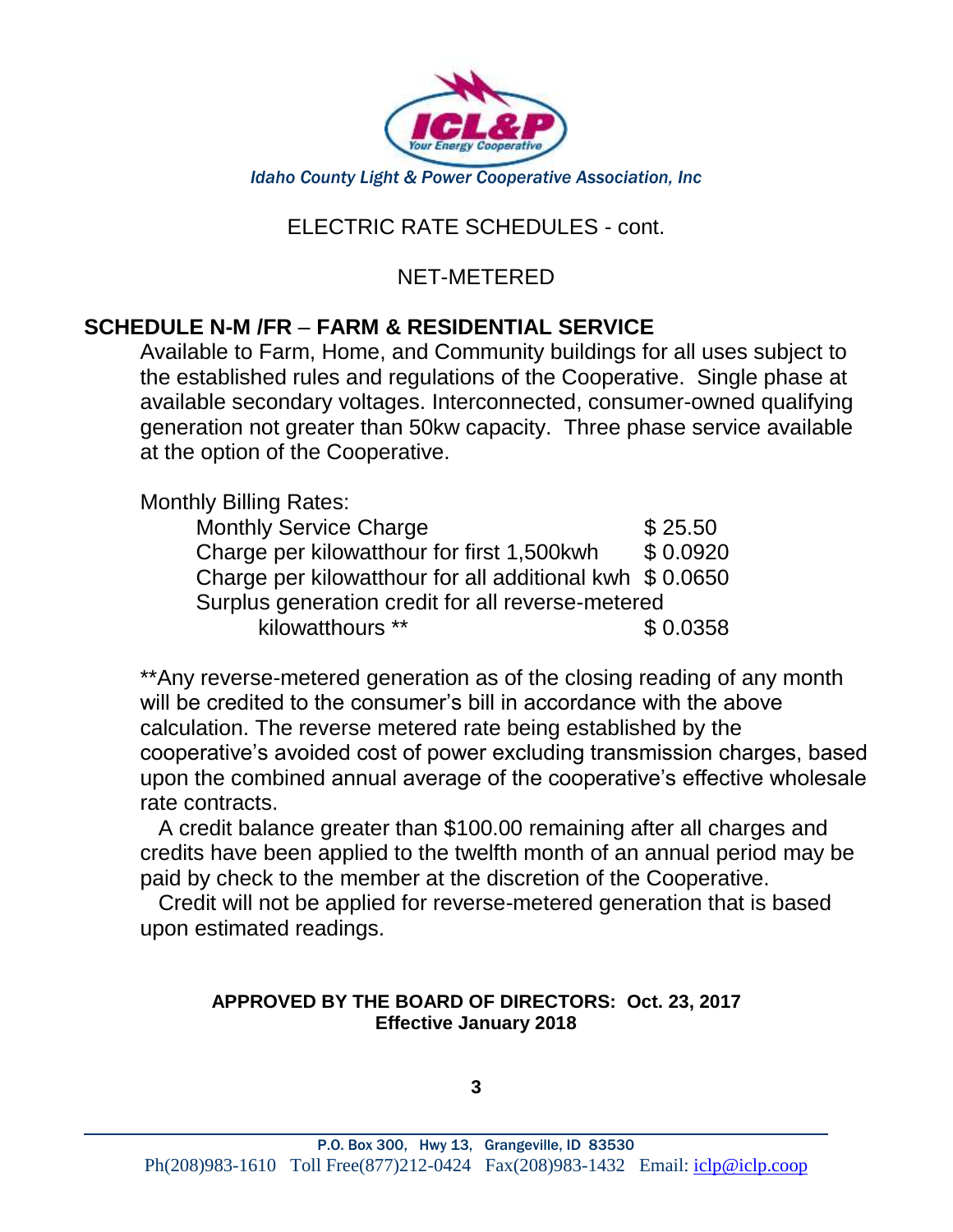*Idaho County Light & Power Cooperative Association, Inc*

ELECTRIC RATE SCHEDULES - cont.

NET-METERED

## SCHEDULE N-M /FR – FARM & RESIDENTIAL SERVICE

Available to Farm, Home, and Community buildings for all uses subject to the established rules and regulations of the Cooperative. Single phase at available secondary voltages. Interconnected, consumer-owned qualifying generation not greater than 50kw capacity. Three phase service available at the option of the Cooperative.

Monthly Billing Rates:

| | |
|---|---|
| Monthly Service Charge | $ 25.50 |
| Charge per kilowatthour for first 1,500kwh | $ 0.0920 |
| Charge per kilowatthour for all additional kwh | $ 0.0650 |
| Surplus generation credit for all reverse-metered kilowatthours ** | $ 0.0358 |

**Any reverse-metered generation as of the closing reading of any month will be credited to the consumer's bill in accordance with the above calculation. The reverse metered rate being established by the cooperative's avoided cost of power excluding transmission charges, based upon the combined annual average of the cooperative's effective wholesale rate contracts.

A credit balance greater than $100.00 remaining after all charges and credits have been applied to the twelfth month of an annual period may be paid by check to the member at the discretion of the Cooperative.

Credit will not be applied for reverse-metered generation that is based upon estimated readings.

**APPROVED BY THE BOARD OF DIRECTORS: Oct. 23, 2017**
**Effective January 2018**

P.O. Box 300, Hwy 13, Grangeville, ID 83530
Ph(208)983-1610 Toll Free(877)212-0424 Fax(208)983-1432 Email: iclp@iclp.coop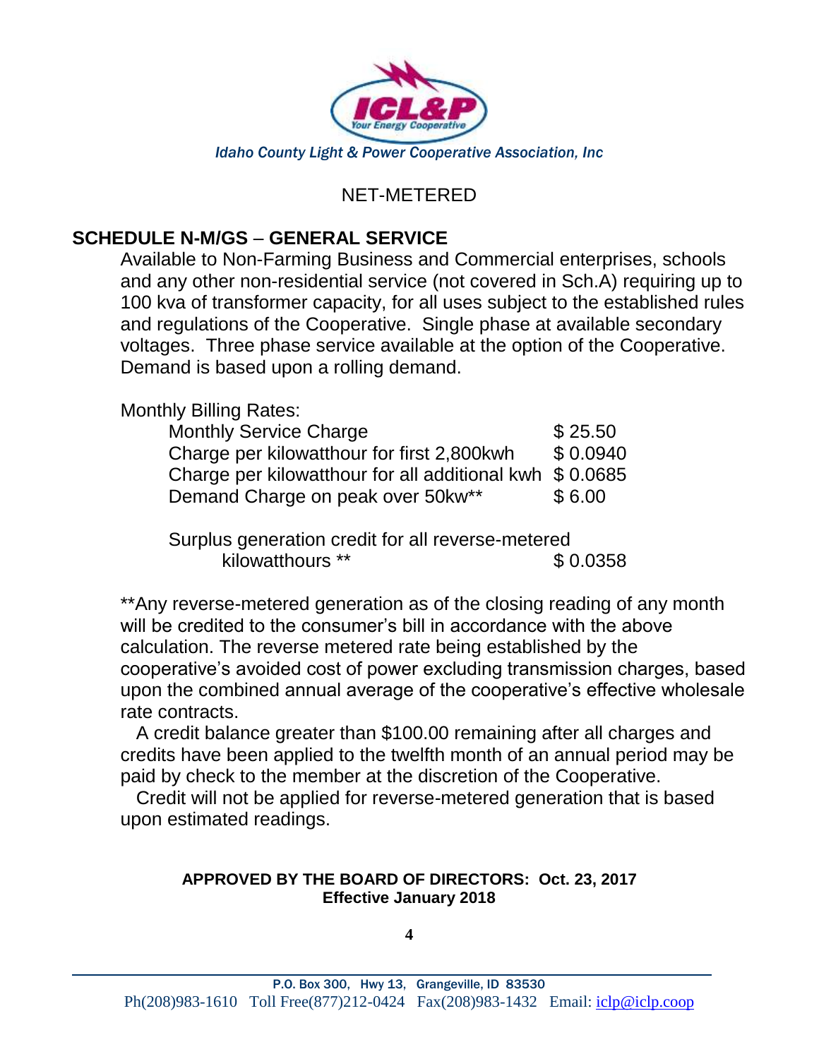*Idaho County Light & Power Cooperative Association, Inc*

NET-METERED

## SCHEDULE N-M/GS – GENERAL SERVICE

Available to Non-Farming Business and Commercial enterprises, schools and any other non-residential service (not covered in Sch.A) requiring up to 100 kva of transformer capacity, for all uses subject to the established rules and regulations of the Cooperative. Single phase at available secondary voltages. Three phase service available at the option of the Cooperative. Demand is based upon a rolling demand.

Monthly Billing Rates:

| | |
|---|---|
| Monthly Service Charge | $ 25.50 |
| Charge per kilowatthour for first 2,800kwh | $ 0.0940 |
| Charge per kilowatthour for all additional kwh | $ 0.0685 |
| Demand Charge on peak over 50kw** | $ 6.00 |
| Surplus generation credit for all reverse-metered kilowatthours ** | $ 0.0358 |

**Any reverse-metered generation as of the closing reading of any month will be credited to the consumer's bill in accordance with the above calculation. The reverse metered rate being established by the cooperative's avoided cost of power excluding transmission charges, based upon the combined annual average of the cooperative's effective wholesale rate contracts.

A credit balance greater than $100.00 remaining after all charges and credits have been applied to the twelfth month of an annual period may be paid by check to the member at the discretion of the Cooperative.

Credit will not be applied for reverse-metered generation that is based upon estimated readings.

**APPROVED BY THE BOARD OF DIRECTORS: Oct. 23, 2017**
**Effective January 2018**

P.O. Box 300, Hwy 13, Grangeville, ID 83530
Ph(208)983-1610 Toll Free(877)212-0424 Fax(208)983-1432 Email: iclp@iclp.coop